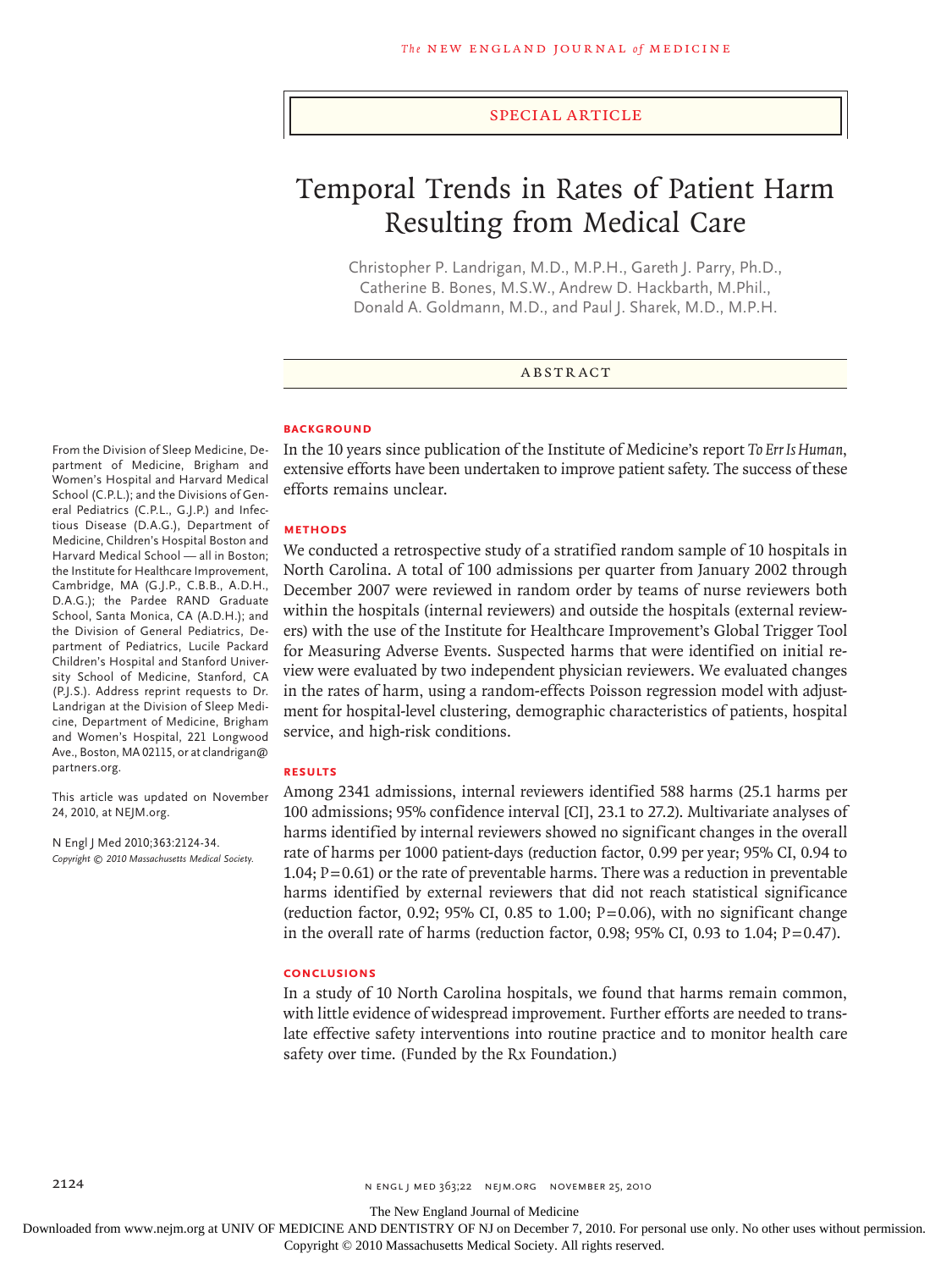SPECIAL ARTICLE

# Temporal Trends in Rates of Patient Harm Resulting from Medical Care

Christopher P. Landrigan, M.D., M.P.H., Gareth J. Parry, Ph.D., Catherine B. Bones, M.S.W., Andrew D. Hackbarth, M.Phil., Donald A. Goldmann, M.D., and Paul J. Sharek, M.D., M.P.H.

## ABSTRACT

### BACKGROUND

In the 10 years since publication of the Institute of Medicine's report *To Err Is Human*, extensive efforts have been undertaken to improve patient safety. The success of these efforts remains unclear.

### METHODS

We conducted a retrospective study of a stratified random sample of 10 hospitals in North Carolina. A total of 100 admissions per quarter from January 2002 through December 2007 were reviewed in random order by teams of nurse reviewers both within the hospitals (internal reviewers) and outside the hospitals (external reviewers) with the use of the Institute for Healthcare Improvement's Global Trigger Tool for Measuring Adverse Events. Suspected harms that were identified on initial review were evaluated by two independent physician reviewers. We evaluated changes in the rates of harm, using a random-effects Poisson regression model with adjustment for hospital-level clustering, demographic characteristics of patients, hospital service, and high-risk conditions.

### RESULTS

Among 2341 admissions, internal reviewers identified 588 harms (25.1 harms per 100 admissions; 95% confidence interval [CI], 23.1 to 27.2). Multivariate analyses of harms identified by internal reviewers showed no significant changes in the overall rate of harms per 1000 patient-days (reduction factor, 0.99 per year; 95% CI, 0.94 to 1.04; P=0.61) or the rate of preventable harms. There was a reduction in preventable harms identified by external reviewers that did not reach statistical significance (reduction factor, 0.92; 95% CI, 0.85 to 1.00; P=0.06), with no significant change in the overall rate of harms (reduction factor, 0.98; 95% CI, 0.93 to 1.04; P=0.47).

### CONCLUSIONS

In a study of 10 North Carolina hospitals, we found that harms remain common, with little evidence of widespread improvement. Further efforts are needed to translate effective safety interventions into routine practice and to monitor health care safety over time. (Funded by the Rx Foundation.)

From the Division of Sleep Medicine, Department of Medicine, Brigham and Women's Hospital and Harvard Medical School (C.P.L.); and the Divisions of General Pediatrics (C.P.L., G.J.P.) and Infectious Disease (D.A.G.), Department of Medicine, Children's Hospital Boston and Harvard Medical School — all in Boston; the Institute for Healthcare Improvement, Cambridge, MA (G.J.P., C.B.B., A.D.H., D.A.G.); the Pardee RAND Graduate School, Santa Monica, CA (A.D.H.); and the Division of General Pediatrics, Department of Pediatrics, Lucile Packard Children's Hospital and Stanford University School of Medicine, Stanford, CA (P.J.S.). Address reprint requests to Dr. Landrigan at the Division of Sleep Medicine, Department of Medicine, Brigham and Women's Hospital, 221 Longwood Ave., Boston, MA 02115, or at clandrigan@partners.org.

This article was updated on November 24, 2010, at NEJM.org.

N Engl J Med 2010;363:2124-34.
*Copyright © 2010 Massachusetts Medical Society.*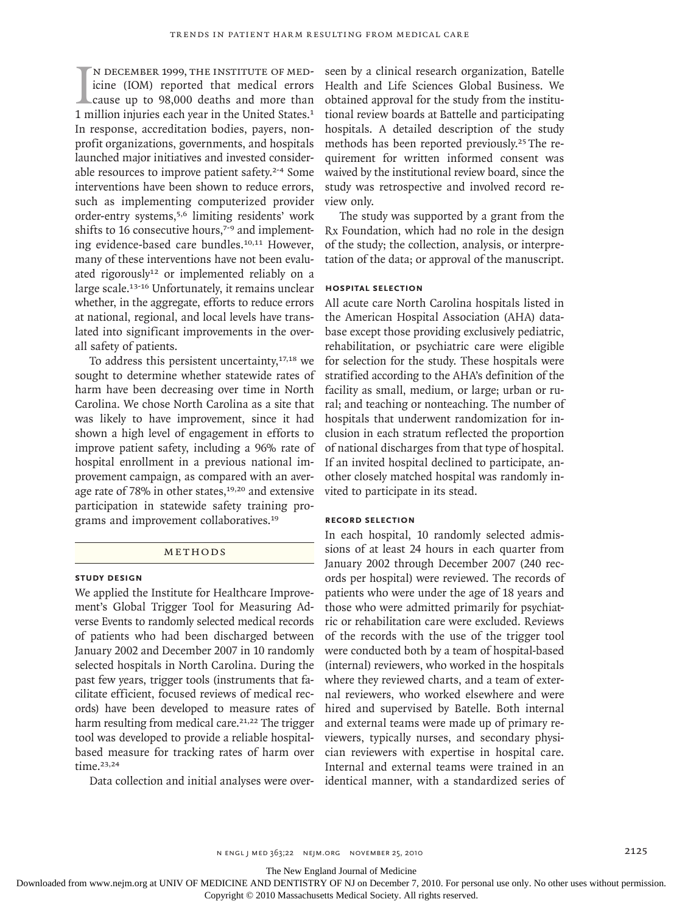In December 1999, the Institute of Medicine (IOM) reported that medical errors cause up to 98,000 deaths and more than 1 million injuries each year in the United States.[1] In response, accreditation bodies, payers, nonprofit organizations, governments, and hospitals launched major initiatives and invested considerable resources to improve patient safety.[2-4] Some interventions have been shown to reduce errors, such as implementing computerized provider order-entry systems,[5,6] limiting residents' work shifts to 16 consecutive hours,[7-9] and implementing evidence-based care bundles.[10,11] However, many of these interventions have not been evaluated rigorously[12] or implemented reliably on a large scale.[13-16] Unfortunately, it remains unclear whether, in the aggregate, efforts to reduce errors at national, regional, and local levels have translated into significant improvements in the overall safety of patients.

To address this persistent uncertainty,[17,18] we sought to determine whether statewide rates of harm have been decreasing over time in North Carolina. We chose North Carolina as a site that was likely to have improvement, since it had shown a high level of engagement in efforts to improve patient safety, including a 96% rate of hospital enrollment in a previous national improvement campaign, as compared with an average rate of 78% in other states,[19,20] and extensive participation in statewide safety training programs and improvement collaboratives.[19]

## Methods

### Study Design

We applied the Institute for Healthcare Improvement's Global Trigger Tool for Measuring Adverse Events to randomly selected medical records of patients who had been discharged between January 2002 and December 2007 in 10 randomly selected hospitals in North Carolina. During the past few years, trigger tools (instruments that facilitate efficient, focused reviews of medical records) have been developed to measure rates of harm resulting from medical care.[21,22] The trigger tool was developed to provide a reliable hospital-based measure for tracking rates of harm over time.[23,24]

Data collection and initial analyses were overseen by a clinical research organization, Batelle Health and Life Sciences Global Business. We obtained approval for the study from the institutional review boards at Battelle and participating hospitals. A detailed description of the study methods has been reported previously.[25] The requirement for written informed consent was waived by the institutional review board, since the study was retrospective and involved record review only.

The study was supported by a grant from the Rx Foundation, which had no role in the design of the study; the collection, analysis, or interpretation of the data; or approval of the manuscript.

### Hospital Selection

All acute care North Carolina hospitals listed in the American Hospital Association (AHA) database except those providing exclusively pediatric, rehabilitation, or psychiatric care were eligible for selection for the study. These hospitals were stratified according to the AHA's definition of the facility as small, medium, or large; urban or rural; and teaching or nonteaching. The number of hospitals that underwent randomization for inclusion in each stratum reflected the proportion of national discharges from that type of hospital. If an invited hospital declined to participate, another closely matched hospital was randomly invited to participate in its stead.

### Record Selection

In each hospital, 10 randomly selected admissions of at least 24 hours in each quarter from January 2002 through December 2007 (240 records per hospital) were reviewed. The records of patients who were under the age of 18 years and those who were admitted primarily for psychiatric or rehabilitation care were excluded. Reviews of the records with the use of the trigger tool were conducted both by a team of hospital-based (internal) reviewers, who worked in the hospitals where they reviewed charts, and a team of external reviewers, who worked elsewhere and were hired and supervised by Batelle. Both internal and external teams were made up of primary reviewers, typically nurses, and secondary physician reviewers with expertise in hospital care. Internal and external teams were trained in an identical manner, with a standardized series of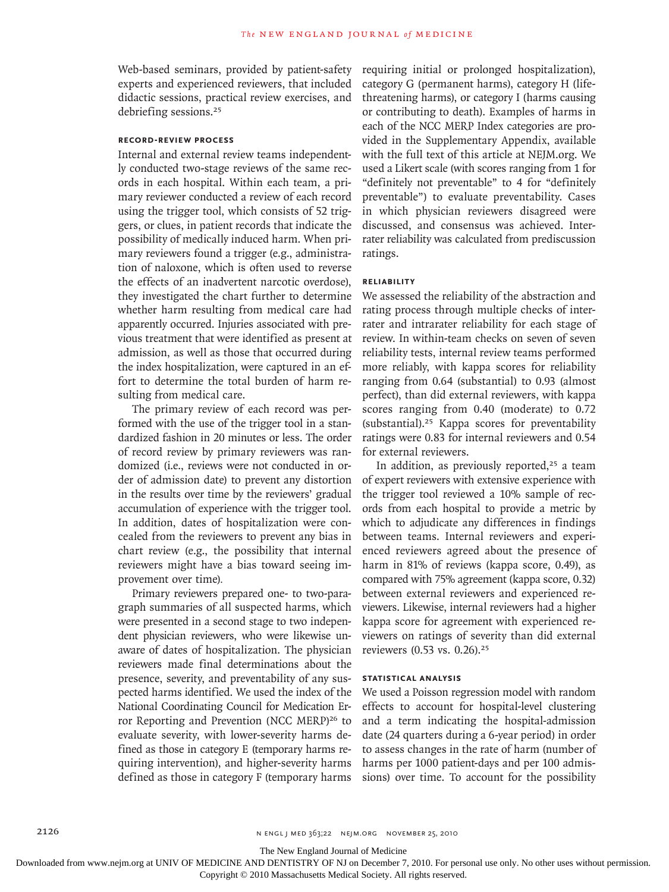Web-based seminars, provided by patient-safety experts and experienced reviewers, that included didactic sessions, practical review exercises, and debriefing sessions.[25]

### RECORD-REVIEW PROCESS

Internal and external review teams independently conducted two-stage reviews of the same records in each hospital. Within each team, a primary reviewer conducted a review of each record using the trigger tool, which consists of 52 triggers, or clues, in patient records that indicate the possibility of medically induced harm. When primary reviewers found a trigger (e.g., administration of naloxone, which is often used to reverse the effects of an inadvertent narcotic overdose), they investigated the chart further to determine whether harm resulting from medical care had apparently occurred. Injuries associated with previous treatment that were identified as present at admission, as well as those that occurred during the index hospitalization, were captured in an effort to determine the total burden of harm resulting from medical care.

The primary review of each record was performed with the use of the trigger tool in a standardized fashion in 20 minutes or less. The order of record review by primary reviewers was randomized (i.e., reviews were not conducted in order of admission date) to prevent any distortion in the results over time by the reviewers' gradual accumulation of experience with the trigger tool. In addition, dates of hospitalization were concealed from the reviewers to prevent any bias in chart review (e.g., the possibility that internal reviewers might have a bias toward seeing improvement over time).

Primary reviewers prepared one- to two-paragraph summaries of all suspected harms, which were presented in a second stage to two independent physician reviewers, who were likewise unaware of dates of hospitalization. The physician reviewers made final determinations about the presence, severity, and preventability of any suspected harms identified. We used the index of the National Coordinating Council for Medication Error Reporting and Prevention (NCC MERP)[26] to evaluate severity, with lower-severity harms defined as those in category E (temporary harms requiring intervention), and higher-severity harms defined as those in category F (temporary harms requiring initial or prolonged hospitalization), category G (permanent harms), category H (life-threatening harms), or category I (harms causing or contributing to death). Examples of harms in each of the NCC MERP Index categories are provided in the Supplementary Appendix, available with the full text of this article at NEJM.org. We used a Likert scale (with scores ranging from 1 for "definitely not preventable" to 4 for "definitely preventable") to evaluate preventability. Cases in which physician reviewers disagreed were discussed, and consensus was achieved. Interrater reliability was calculated from prediscussion ratings.

### RELIABILITY

We assessed the reliability of the abstraction and rating process through multiple checks of interrater and intrarater reliability for each stage of review. In within-team checks on seven of seven reliability tests, internal review teams performed more reliably, with kappa scores for reliability ranging from 0.64 (substantial) to 0.93 (almost perfect), than did external reviewers, with kappa scores ranging from 0.40 (moderate) to 0.72 (substantial).[25] Kappa scores for preventability ratings were 0.83 for internal reviewers and 0.54 for external reviewers.

In addition, as previously reported,[25] a team of expert reviewers with extensive experience with the trigger tool reviewed a 10% sample of records from each hospital to provide a metric by which to adjudicate any differences in findings between teams. Internal reviewers and experienced reviewers agreed about the presence of harm in 81% of reviews (kappa score, 0.49), as compared with 75% agreement (kappa score, 0.32) between external reviewers and experienced reviewers. Likewise, internal reviewers had a higher kappa score for agreement with experienced reviewers on ratings of severity than did external reviewers (0.53 vs. 0.26).[25]

### STATISTICAL ANALYSIS

We used a Poisson regression model with random effects to account for hospital-level clustering and a term indicating the hospital-admission date (24 quarters during a 6-year period) in order to assess changes in the rate of harm (number of harms per 1000 patient-days and per 100 admissions) over time. To account for the possibility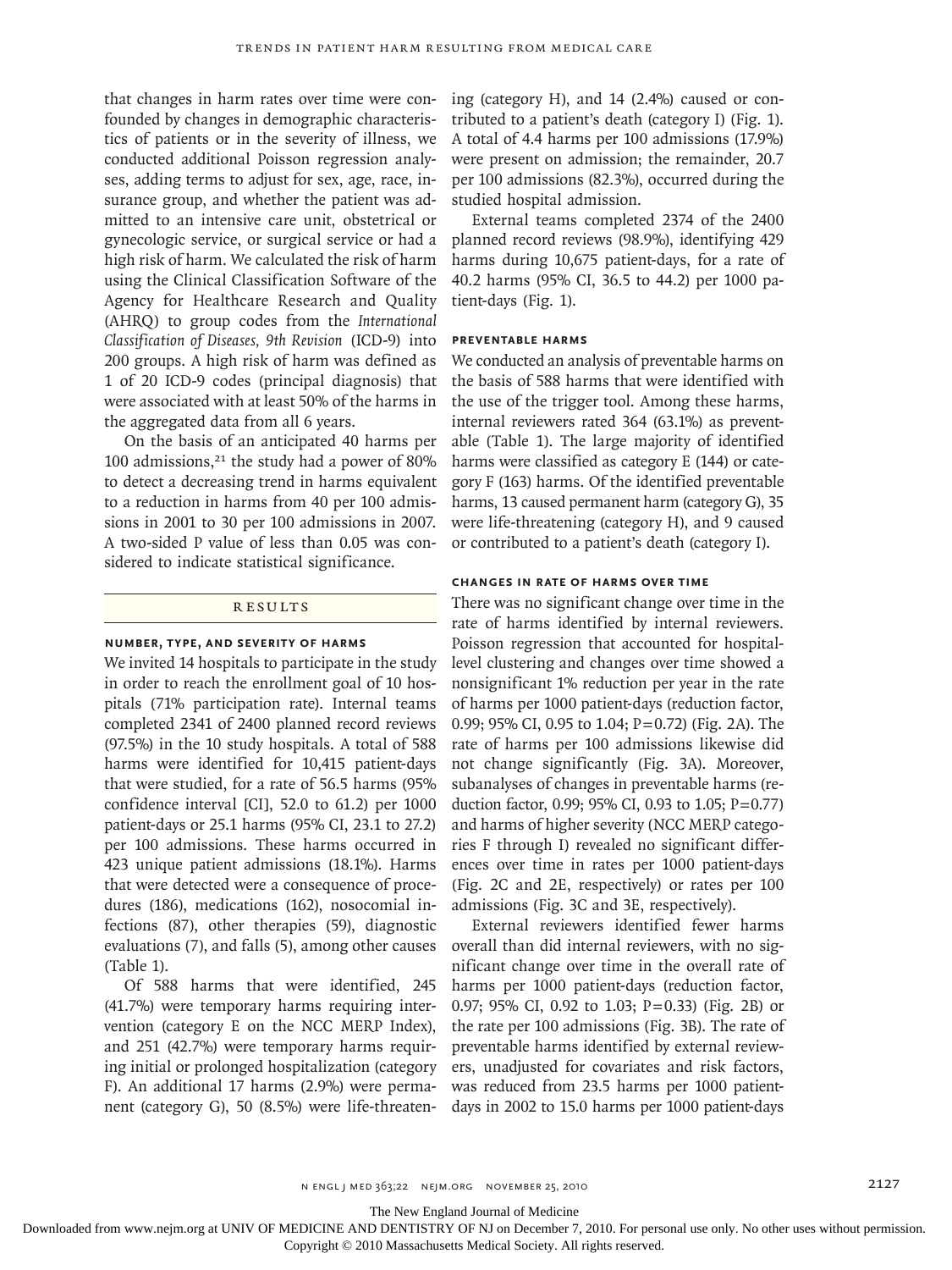that changes in harm rates over time were confounded by changes in demographic characteristics of patients or in the severity of illness, we conducted additional Poisson regression analyses, adding terms to adjust for sex, age, race, insurance group, and whether the patient was admitted to an intensive care unit, obstetrical or gynecologic service, or surgical service or had a high risk of harm. We calculated the risk of harm using the Clinical Classification Software of the Agency for Healthcare Research and Quality (AHRQ) to group codes from the *International Classification of Diseases, 9th Revision* (ICD-9) into 200 groups. A high risk of harm was defined as 1 of 20 ICD-9 codes (principal diagnosis) that were associated with at least 50% of the harms in the aggregated data from all 6 years.

On the basis of an anticipated 40 harms per 100 admissions,[21] the study had a power of 80% to detect a decreasing trend in harms equivalent to a reduction in harms from 40 per 100 admissions in 2001 to 30 per 100 admissions in 2007. A two-sided P value of less than 0.05 was considered to indicate statistical significance.

## Results

### Number, Type, and Severity of Harms

We invited 14 hospitals to participate in the study in order to reach the enrollment goal of 10 hospitals (71% participation rate). Internal teams completed 2341 of 2400 planned record reviews (97.5%) in the 10 study hospitals. A total of 588 harms were identified for 10,415 patient-days that were studied, for a rate of 56.5 harms (95% confidence interval [CI], 52.0 to 61.2) per 1000 patient-days or 25.1 harms (95% CI, 23.1 to 27.2) per 100 admissions. These harms occurred in 423 unique patient admissions (18.1%). Harms that were detected were a consequence of procedures (186), medications (162), nosocomial infections (87), other therapies (59), diagnostic evaluations (7), and falls (5), among other causes (Table 1).

Of 588 harms that were identified, 245 (41.7%) were temporary harms requiring intervention (category E on the NCC MERP Index), and 251 (42.7%) were temporary harms requiring initial or prolonged hospitalization (category F). An additional 17 harms (2.9%) were permanent (category G), 50 (8.5%) were life-threatening (category H), and 14 (2.4%) caused or contributed to a patient's death (category I) (Fig. 1). A total of 4.4 harms per 100 admissions (17.9%) were present on admission; the remainder, 20.7 per 100 admissions (82.3%), occurred during the studied hospital admission.

External teams completed 2374 of the 2400 planned record reviews (98.9%), identifying 429 harms during 10,675 patient-days, for a rate of 40.2 harms (95% CI, 36.5 to 44.2) per 1000 patient-days (Fig. 1).

### Preventable Harms

We conducted an analysis of preventable harms on the basis of 588 harms that were identified with the use of the trigger tool. Among these harms, internal reviewers rated 364 (63.1%) as preventable (Table 1). The large majority of identified harms were classified as category E (144) or category F (163) harms. Of the identified preventable harms, 13 caused permanent harm (category G), 35 were life-threatening (category H), and 9 caused or contributed to a patient's death (category I).

### Changes in Rate of Harms over Time

There was no significant change over time in the rate of harms identified by internal reviewers. Poisson regression that accounted for hospital-level clustering and changes over time showed a nonsignificant 1% reduction per year in the rate of harms per 1000 patient-days (reduction factor, 0.99; 95% CI, 0.95 to 1.04; P=0.72) (Fig. 2A). The rate of harms per 100 admissions likewise did not change significantly (Fig. 3A). Moreover, subanalyses of changes in preventable harms (reduction factor, 0.99; 95% CI, 0.93 to 1.05; P=0.77) and harms of higher severity (NCC MERP categories F through I) revealed no significant differences over time in rates per 1000 patient-days (Fig. 2C and 2E, respectively) or rates per 100 admissions (Fig. 3C and 3E, respectively).

External reviewers identified fewer harms overall than did internal reviewers, with no significant change over time in the overall rate of harms per 1000 patient-days (reduction factor, 0.97; 95% CI, 0.92 to 1.03; P=0.33) (Fig. 2B) or the rate per 100 admissions (Fig. 3B). The rate of preventable harms identified by external reviewers, unadjusted for covariates and risk factors, was reduced from 23.5 harms per 1000 patient-days in 2002 to 15.0 harms per 1000 patient-days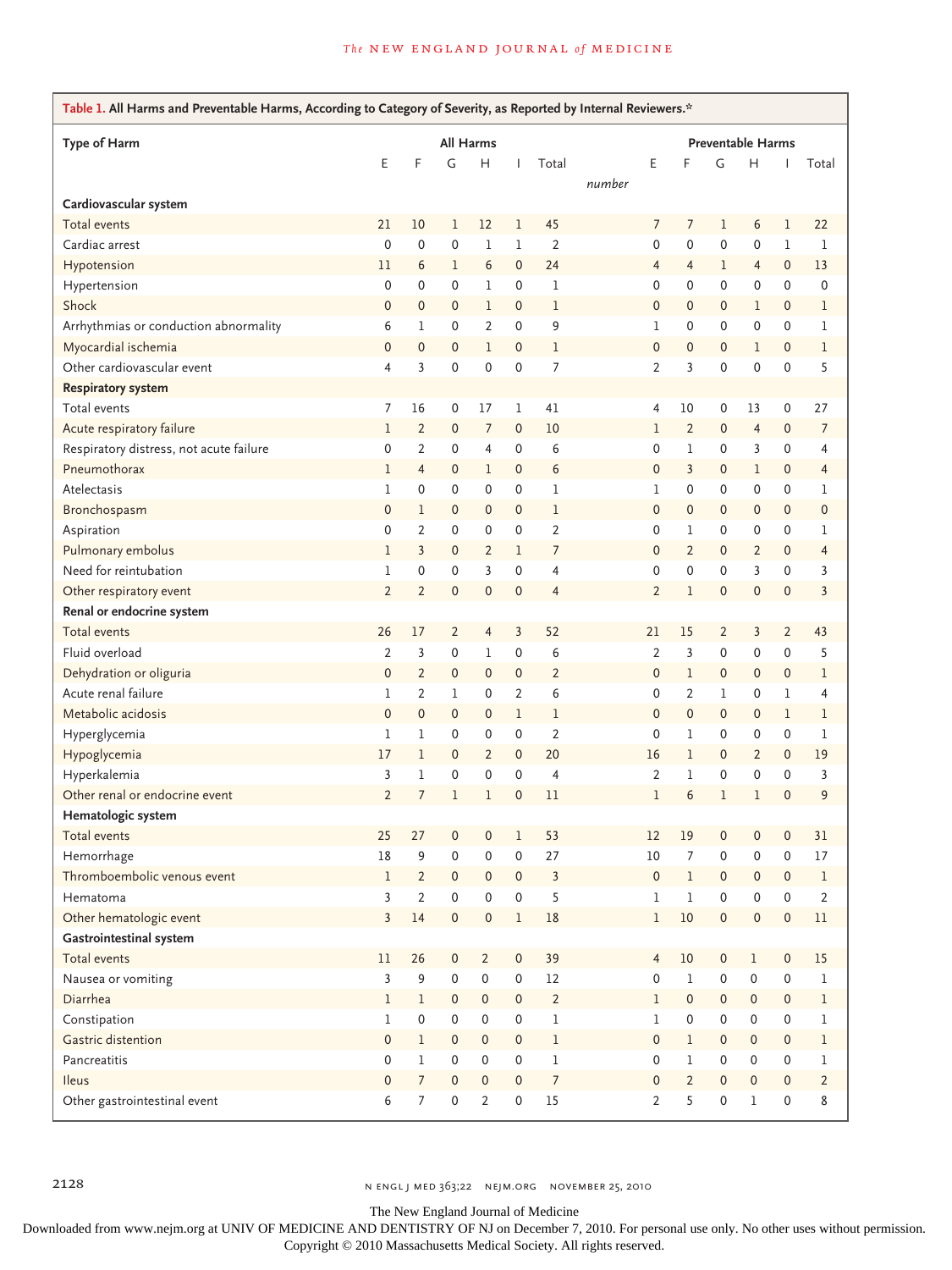**Table 1. All Harms and Preventable Harms, According to Category of Severity, as Reported by Internal Reviewers.***

| Type of Harm | All Harms | | | | | | Preventable Harms | | | | | |
|---|---|---|---|---|---|---|---|---|---|---|---|---|
| | E | F | G | H | I | Total | E | F | G | H | I | Total |
| | *number* | | | | | | | | | | | |
| **Cardiovascular system** | | | | | | | | | | | | |
| Total events | 21 | 10 | 1 | 12 | 1 | 45 | 7 | 7 | 1 | 6 | 1 | 22 |
| Cardiac arrest | 0 | 0 | 0 | 1 | 1 | 2 | 0 | 0 | 0 | 0 | 1 | 1 |
| Hypotension | 11 | 6 | 1 | 6 | 0 | 24 | 4 | 4 | 1 | 4 | 0 | 13 |
| Hypertension | 0 | 0 | 0 | 1 | 0 | 1 | 0 | 0 | 0 | 0 | 0 | 0 |
| Shock | 0 | 0 | 0 | 1 | 0 | 1 | 0 | 0 | 0 | 1 | 0 | 1 |
| Arrhythmias or conduction abnormality | 6 | 1 | 0 | 2 | 0 | 9 | 1 | 0 | 0 | 0 | 0 | 1 |
| Myocardial ischemia | 0 | 0 | 0 | 1 | 0 | 1 | 0 | 0 | 0 | 1 | 0 | 1 |
| Other cardiovascular event | 4 | 3 | 0 | 0 | 0 | 7 | 2 | 3 | 0 | 0 | 0 | 5 |
| **Respiratory system** | | | | | | | | | | | | |
| Total events | 7 | 16 | 0 | 17 | 1 | 41 | 4 | 10 | 0 | 13 | 0 | 27 |
| Acute respiratory failure | 1 | 2 | 0 | 7 | 0 | 10 | 1 | 2 | 0 | 4 | 0 | 7 |
| Respiratory distress, not acute failure | 0 | 2 | 0 | 4 | 0 | 6 | 0 | 1 | 0 | 3 | 0 | 4 |
| Pneumothorax | 1 | 4 | 0 | 1 | 0 | 6 | 0 | 3 | 0 | 1 | 0 | 4 |
| Atelectasis | 1 | 0 | 0 | 0 | 0 | 1 | 1 | 0 | 0 | 0 | 0 | 1 |
| Bronchospasm | 0 | 1 | 0 | 0 | 0 | 1 | 0 | 0 | 0 | 0 | 0 | 0 |
| Aspiration | 0 | 2 | 0 | 0 | 0 | 2 | 0 | 1 | 0 | 0 | 0 | 1 |
| Pulmonary embolus | 1 | 3 | 0 | 2 | 1 | 7 | 0 | 2 | 0 | 2 | 0 | 4 |
| Need for reintubation | 1 | 0 | 0 | 3 | 0 | 4 | 0 | 0 | 0 | 3 | 0 | 3 |
| Other respiratory event | 2 | 2 | 0 | 0 | 0 | 4 | 2 | 1 | 0 | 0 | 0 | 3 |
| **Renal or endocrine system** | | | | | | | | | | | | |
| Total events | 26 | 17 | 2 | 4 | 3 | 52 | 21 | 15 | 2 | 3 | 2 | 43 |
| Fluid overload | 2 | 3 | 0 | 1 | 0 | 6 | 2 | 3 | 0 | 0 | 0 | 5 |
| Dehydration or oliguria | 0 | 2 | 0 | 0 | 0 | 2 | 0 | 1 | 0 | 0 | 0 | 1 |
| Acute renal failure | 1 | 2 | 1 | 0 | 2 | 6 | 0 | 2 | 1 | 0 | 1 | 4 |
| Metabolic acidosis | 0 | 0 | 0 | 0 | 1 | 1 | 0 | 0 | 0 | 0 | 1 | 1 |
| Hyperglycemia | 1 | 1 | 0 | 0 | 0 | 2 | 0 | 1 | 0 | 0 | 0 | 1 |
| Hypoglycemia | 17 | 1 | 0 | 2 | 0 | 20 | 16 | 1 | 0 | 2 | 0 | 19 |
| Hyperkalemia | 3 | 1 | 0 | 0 | 0 | 4 | 2 | 1 | 0 | 0 | 0 | 3 |
| Other renal or endocrine event | 2 | 7 | 1 | 1 | 0 | 11 | 1 | 6 | 1 | 1 | 0 | 9 |
| **Hematologic system** | | | | | | | | | | | | |
| Total events | 25 | 27 | 0 | 0 | 1 | 53 | 12 | 19 | 0 | 0 | 0 | 31 |
| Hemorrhage | 18 | 9 | 0 | 0 | 0 | 27 | 10 | 7 | 0 | 0 | 0 | 17 |
| Thromboembolic venous event | 1 | 2 | 0 | 0 | 0 | 3 | 0 | 1 | 0 | 0 | 0 | 1 |
| Hematoma | 3 | 2 | 0 | 0 | 0 | 5 | 1 | 1 | 0 | 0 | 0 | 2 |
| Other hematologic event | 3 | 14 | 0 | 0 | 1 | 18 | 1 | 10 | 0 | 0 | 0 | 11 |
| **Gastrointestinal system** | | | | | | | | | | | | |
| Total events | 11 | 26 | 0 | 2 | 0 | 39 | 4 | 10 | 0 | 1 | 0 | 15 |
| Nausea or vomiting | 3 | 9 | 0 | 0 | 0 | 12 | 0 | 1 | 0 | 0 | 0 | 1 |
| Diarrhea | 1 | 1 | 0 | 0 | 0 | 2 | 1 | 0 | 0 | 0 | 0 | 1 |
| Constipation | 1 | 0 | 0 | 0 | 0 | 1 | 1 | 0 | 0 | 0 | 0 | 1 |
| Gastric distention | 0 | 1 | 0 | 0 | 0 | 1 | 0 | 1 | 0 | 0 | 0 | 1 |
| Pancreatitis | 0 | 1 | 0 | 0 | 0 | 1 | 0 | 1 | 0 | 0 | 0 | 1 |
| Ileus | 0 | 7 | 0 | 0 | 0 | 7 | 0 | 2 | 0 | 0 | 0 | 2 |
| Other gastrointestinal event | 6 | 7 | 0 | 2 | 0 | 15 | 2 | 5 | 0 | 1 | 0 | 8 |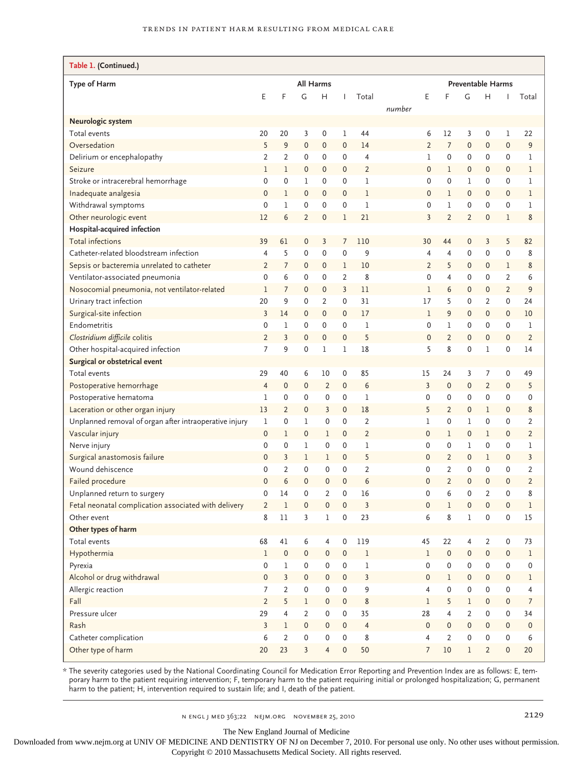**Table 1. (Continued.)**

| Type of Harm | All Harms | | | | | | Preventable Harms | | | | | |
|---|---|---|---|---|---|---|---|---|---|---|---|---|
| | E | F | G | H | I | Total | E | F | G | H | I | Total |
| | *number* | | | | | | | | | | | |
| **Neurologic system** | | | | | | | | | | | | |
| Total events | 20 | 20 | 3 | 0 | 1 | 44 | 6 | 12 | 3 | 0 | 1 | 22 |
| Oversedation | 5 | 9 | 0 | 0 | 0 | 14 | 2 | 7 | 0 | 0 | 0 | 9 |
| Delirium or encephalopathy | 2 | 2 | 0 | 0 | 0 | 4 | 1 | 0 | 0 | 0 | 0 | 1 |
| Seizure | 1 | 1 | 0 | 0 | 0 | 2 | 0 | 1 | 0 | 0 | 0 | 1 |
| Stroke or intracerebral hemorrhage | 0 | 0 | 1 | 0 | 0 | 1 | 0 | 0 | 1 | 0 | 0 | 1 |
| Inadequate analgesia | 0 | 1 | 0 | 0 | 0 | 1 | 0 | 1 | 0 | 0 | 0 | 1 |
| Withdrawal symptoms | 0 | 1 | 0 | 0 | 0 | 1 | 0 | 1 | 0 | 0 | 0 | 1 |
| Other neurologic event | 12 | 6 | 2 | 0 | 1 | 21 | 3 | 2 | 2 | 0 | 1 | 8 |
| **Hospital-acquired infection** | | | | | | | | | | | | |
| Total infections | 39 | 61 | 0 | 3 | 7 | 110 | 30 | 44 | 0 | 3 | 5 | 82 |
| Catheter-related bloodstream infection | 4 | 5 | 0 | 0 | 0 | 9 | 4 | 4 | 0 | 0 | 0 | 8 |
| Sepsis or bacteremia unrelated to catheter | 2 | 7 | 0 | 0 | 1 | 10 | 2 | 5 | 0 | 0 | 1 | 8 |
| Ventilator-associated pneumonia | 0 | 6 | 0 | 0 | 2 | 8 | 0 | 4 | 0 | 0 | 2 | 6 |
| Nosocomial pneumonia, not ventilator-related | 1 | 7 | 0 | 0 | 3 | 11 | 1 | 6 | 0 | 0 | 2 | 9 |
| Urinary tract infection | 20 | 9 | 0 | 2 | 0 | 31 | 17 | 5 | 0 | 2 | 0 | 24 |
| Surgical-site infection | 3 | 14 | 0 | 0 | 0 | 17 | 1 | 9 | 0 | 0 | 0 | 10 |
| Endometritis | 0 | 1 | 0 | 0 | 0 | 1 | 0 | 1 | 0 | 0 | 0 | 1 |
| *Clostridium difficile* colitis | 2 | 3 | 0 | 0 | 0 | 5 | 0 | 2 | 0 | 0 | 0 | 2 |
| Other hospital-acquired infection | 7 | 9 | 0 | 1 | 1 | 18 | 5 | 8 | 0 | 1 | 0 | 14 |
| **Surgical or obstetrical event** | | | | | | | | | | | | |
| Total events | 29 | 40 | 6 | 10 | 0 | 85 | 15 | 24 | 3 | 7 | 0 | 49 |
| Postoperative hemorrhage | 4 | 0 | 0 | 2 | 0 | 6 | 3 | 0 | 0 | 2 | 0 | 5 |
| Postoperative hematoma | 1 | 0 | 0 | 0 | 0 | 1 | 0 | 0 | 0 | 0 | 0 | 0 |
| Laceration or other organ injury | 13 | 2 | 0 | 3 | 0 | 18 | 5 | 2 | 0 | 1 | 0 | 8 |
| Unplanned removal of organ after intraoperative injury | 1 | 0 | 1 | 0 | 0 | 2 | 1 | 0 | 1 | 0 | 0 | 2 |
| Vascular injury | 0 | 1 | 0 | 1 | 0 | 2 | 0 | 1 | 0 | 1 | 0 | 2 |
| Nerve injury | 0 | 0 | 1 | 0 | 0 | 1 | 0 | 0 | 1 | 0 | 0 | 1 |
| Surgical anastomosis failure | 0 | 3 | 1 | 1 | 0 | 5 | 0 | 2 | 0 | 1 | 0 | 3 |
| Wound dehiscence | 0 | 2 | 0 | 0 | 0 | 2 | 0 | 2 | 0 | 0 | 0 | 2 |
| Failed procedure | 0 | 6 | 0 | 0 | 0 | 6 | 0 | 2 | 0 | 0 | 0 | 2 |
| Unplanned return to surgery | 0 | 14 | 0 | 2 | 0 | 16 | 0 | 6 | 0 | 2 | 0 | 8 |
| Fetal neonatal complication associated with delivery | 2 | 1 | 0 | 0 | 0 | 3 | 0 | 1 | 0 | 0 | 0 | 1 |
| Other event | 8 | 11 | 3 | 1 | 0 | 23 | 6 | 8 | 1 | 0 | 0 | 15 |
| **Other types of harm** | | | | | | | | | | | | |
| Total events | 68 | 41 | 6 | 4 | 0 | 119 | 45 | 22 | 4 | 2 | 0 | 73 |
| Hypothermia | 1 | 0 | 0 | 0 | 0 | 1 | 1 | 0 | 0 | 0 | 0 | 1 |
| Pyrexia | 0 | 1 | 0 | 0 | 0 | 1 | 0 | 0 | 0 | 0 | 0 | 0 |
| Alcohol or drug withdrawal | 0 | 3 | 0 | 0 | 0 | 3 | 0 | 1 | 0 | 0 | 0 | 1 |
| Allergic reaction | 7 | 2 | 0 | 0 | 0 | 9 | 4 | 0 | 0 | 0 | 0 | 4 |
| Fall | 2 | 5 | 1 | 0 | 0 | 8 | 1 | 5 | 1 | 0 | 0 | 7 |
| Pressure ulcer | 29 | 4 | 2 | 0 | 0 | 35 | 28 | 4 | 2 | 0 | 0 | 34 |
| Rash | 3 | 1 | 0 | 0 | 0 | 4 | 0 | 0 | 0 | 0 | 0 | 0 |
| Catheter complication | 6 | 2 | 0 | 0 | 0 | 8 | 4 | 2 | 0 | 0 | 0 | 6 |
| Other type of harm | 20 | 23 | 3 | 4 | 0 | 50 | 7 | 10 | 1 | 2 | 0 | 20 |

\* The severity categories used by the National Coordinating Council for Medication Error Reporting and Prevention Index are as follows: E, temporary harm to the patient requiring intervention; F, temporary harm to the patient requiring initial or prolonged hospitalization; G, permanent harm to the patient; H, intervention required to sustain life; and I, death of the patient.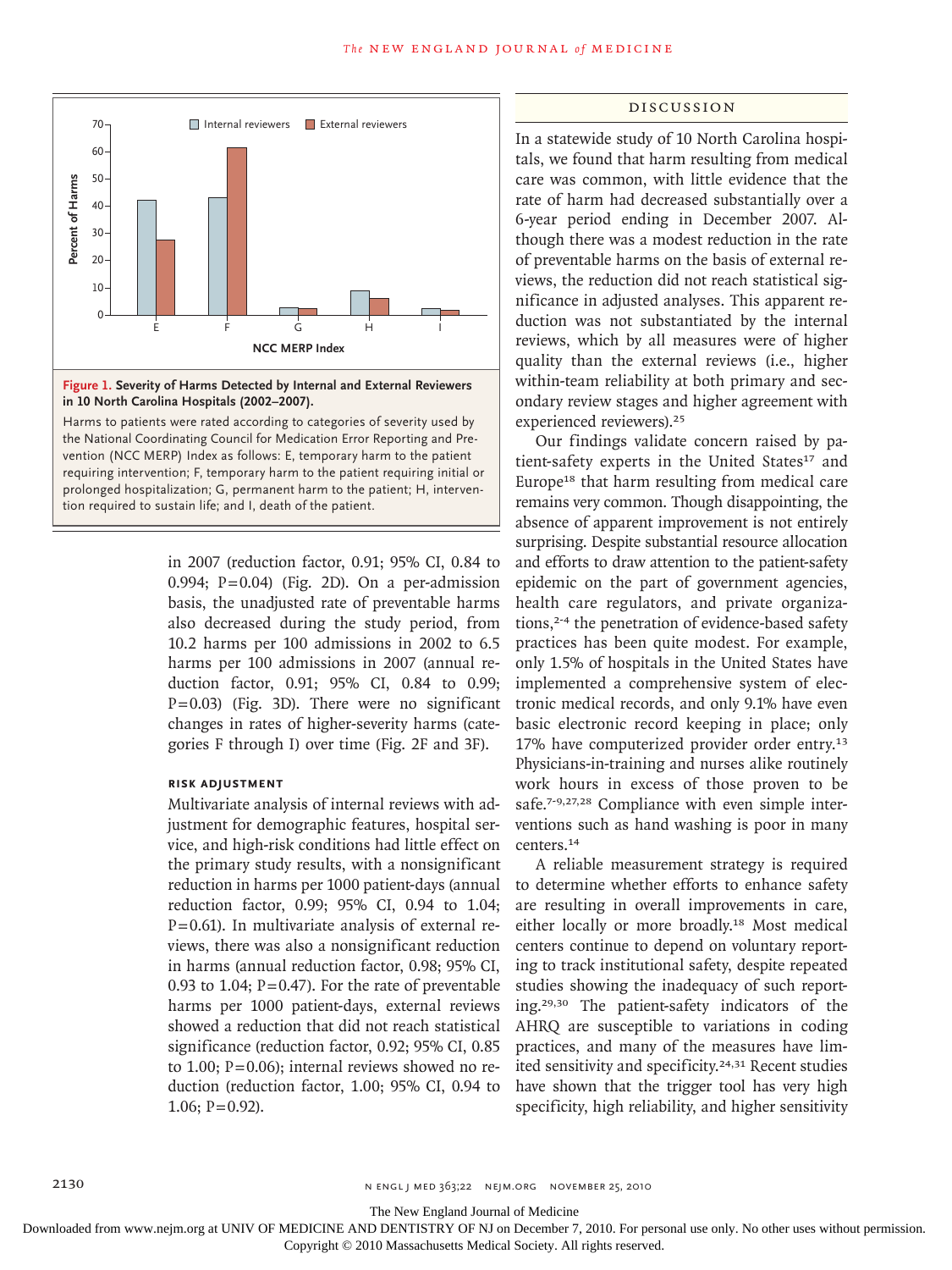Figure 1. Severity of Harms Detected by Internal and External Reviewers in 10 North Carolina Hospitals (2002–2007).

Harms to patients were rated according to categories of severity used by the National Coordinating Council for Medication Error Reporting and Prevention (NCC MERP) Index as follows: E, temporary harm to the patient requiring intervention; F, temporary harm to the patient requiring initial or prolonged hospitalization; G, permanent harm to the patient; H, intervention required to sustain life; and I, death of the patient.

in 2007 (reduction factor, 0.91; 95% CI, 0.84 to 0.994; P=0.04) (Fig. 2D). On a per-admission basis, the unadjusted rate of preventable harms also decreased during the study period, from 10.2 harms per 100 admissions in 2002 to 6.5 harms per 100 admissions in 2007 (annual reduction factor, 0.91; 95% CI, 0.84 to 0.99; P=0.03) (Fig. 3D). There were no significant changes in rates of higher-severity harms (categories F through I) over time (Fig. 2F and 3F).

### RISK ADJUSTMENT

Multivariate analysis of internal reviews with adjustment for demographic features, hospital service, and high-risk conditions had little effect on the primary study results, with a nonsignificant reduction in harms per 1000 patient-days (annual reduction factor, 0.99; 95% CI, 0.94 to 1.04; P=0.61). In multivariate analysis of external reviews, there was also a nonsignificant reduction in harms (annual reduction factor, 0.98; 95% CI, 0.93 to 1.04; P=0.47). For the rate of preventable harms per 1000 patient-days, external reviews showed a reduction that did not reach statistical significance (reduction factor, 0.92; 95% CI, 0.85 to 1.00; P=0.06); internal reviews showed no reduction (reduction factor, 1.00; 95% CI, 0.94 to 1.06; P=0.92).

## DISCUSSION

In a statewide study of 10 North Carolina hospitals, we found that harm resulting from medical care was common, with little evidence that the rate of harm had decreased substantially over a 6-year period ending in December 2007. Although there was a modest reduction in the rate of preventable harms on the basis of external reviews, the reduction did not reach statistical significance in adjusted analyses. This apparent reduction was not substantiated by the internal reviews, which by all measures were of higher quality than the external reviews (i.e., higher within-team reliability at both primary and secondary review stages and higher agreement with experienced reviewers).[25]

Our findings validate concern raised by patient-safety experts in the United States[17] and Europe[18] that harm resulting from medical care remains very common. Though disappointing, the absence of apparent improvement is not entirely surprising. Despite substantial resource allocation and efforts to draw attention to the patient-safety epidemic on the part of government agencies, health care regulators, and private organizations,[2-4] the penetration of evidence-based safety practices has been quite modest. For example, only 1.5% of hospitals in the United States have implemented a comprehensive system of electronic medical records, and only 9.1% have even basic electronic record keeping in place; only 17% have computerized provider order entry.[13] Physicians-in-training and nurses alike routinely work hours in excess of those proven to be safe.[7-9,27,28] Compliance with even simple interventions such as hand washing is poor in many centers.[14]

A reliable measurement strategy is required to determine whether efforts to enhance safety are resulting in overall improvements in care, either locally or more broadly.[18] Most medical centers continue to depend on voluntary reporting to track institutional safety, despite repeated studies showing the inadequacy of such reporting.[29,30] The patient-safety indicators of the AHRQ are susceptible to variations in coding practices, and many of the measures have limited sensitivity and specificity.[24,31] Recent studies have shown that the trigger tool has very high specificity, high reliability, and higher sensitivity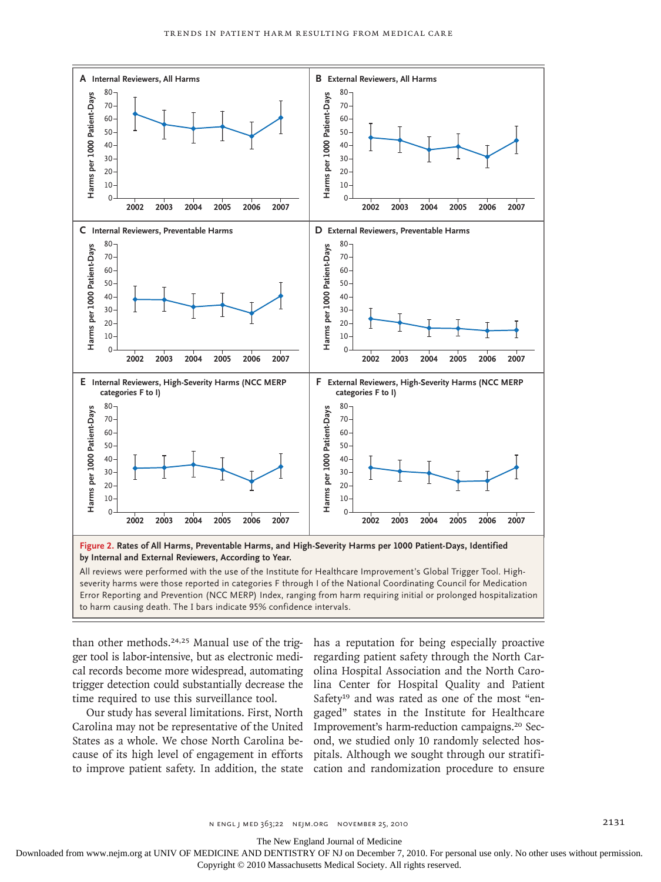**Figure 2. Rates of All Harms, Preventable Harms, and High-Severity Harms per 1000 Patient-Days, Identified by Internal and External Reviewers, According to Year.**

All reviews were performed with the use of the Institute for Healthcare Improvement's Global Trigger Tool. High-severity harms were those reported in categories F through I of the National Coordinating Council for Medication Error Reporting and Prevention (NCC MERP) Index, ranging from harm requiring initial or prolonged hospitalization to harm causing death. The I bars indicate 95% confidence intervals.

than other methods.[24,25] Manual use of the trigger tool is labor-intensive, but as electronic medical records become more widespread, automating trigger detection could substantially decrease the time required to use this surveillance tool.

Our study has several limitations. First, North Carolina may not be representative of the United States as a whole. We chose North Carolina because of its high level of engagement in efforts to improve patient safety. In addition, the state has a reputation for being especially proactive regarding patient safety through the North Carolina Hospital Association and the North Carolina Center for Hospital Quality and Patient Safety[19] and was rated as one of the most "engaged" states in the Institute for Healthcare Improvement's harm-reduction campaigns.[20] Second, we studied only 10 randomly selected hospitals. Although we sought through our stratification and randomization procedure to ensure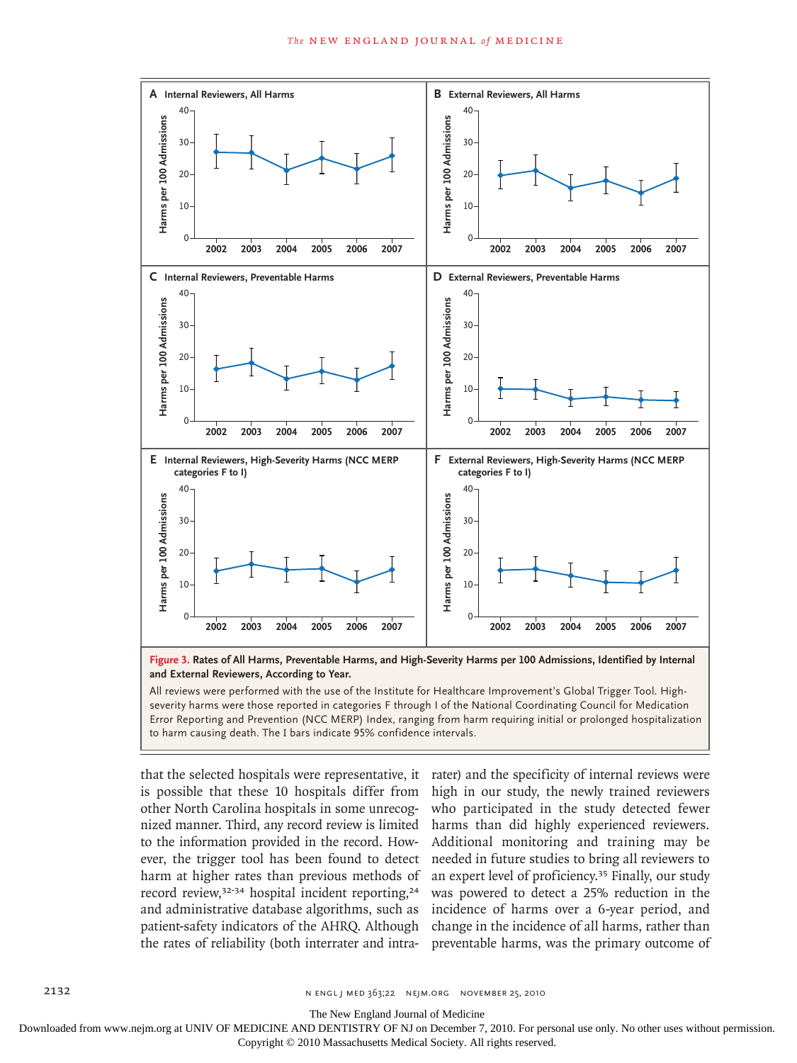**Figure 3. Rates of All Harms, Preventable Harms, and High-Severity Harms per 100 Admissions, Identified by Internal and External Reviewers, According to Year.**

All reviews were performed with the use of the Institute for Healthcare Improvement's Global Trigger Tool. High-severity harms were those reported in categories F through I of the National Coordinating Council for Medication Error Reporting and Prevention (NCC MERP) Index, ranging from harm requiring initial or prolonged hospitalization to harm causing death. The I bars indicate 95% confidence intervals.

that the selected hospitals were representative, it is possible that these 10 hospitals differ from other North Carolina hospitals in some unrecognized manner. Third, any record review is limited to the information provided in the record. However, the trigger tool has been found to detect harm at higher rates than previous methods of record review,[32-34] hospital incident reporting,[24] and administrative database algorithms, such as patient-safety indicators of the AHRQ. Although the rates of reliability (both interrater and intrarater) and the specificity of internal reviews were high in our study, the newly trained reviewers who participated in the study detected fewer harms than did highly experienced reviewers. Additional monitoring and training may be needed in future studies to bring all reviewers to an expert level of proficiency.[35] Finally, our study was powered to detect a 25% reduction in the incidence of harms over a 6-year period, and change in the incidence of all harms, rather than preventable harms, was the primary outcome of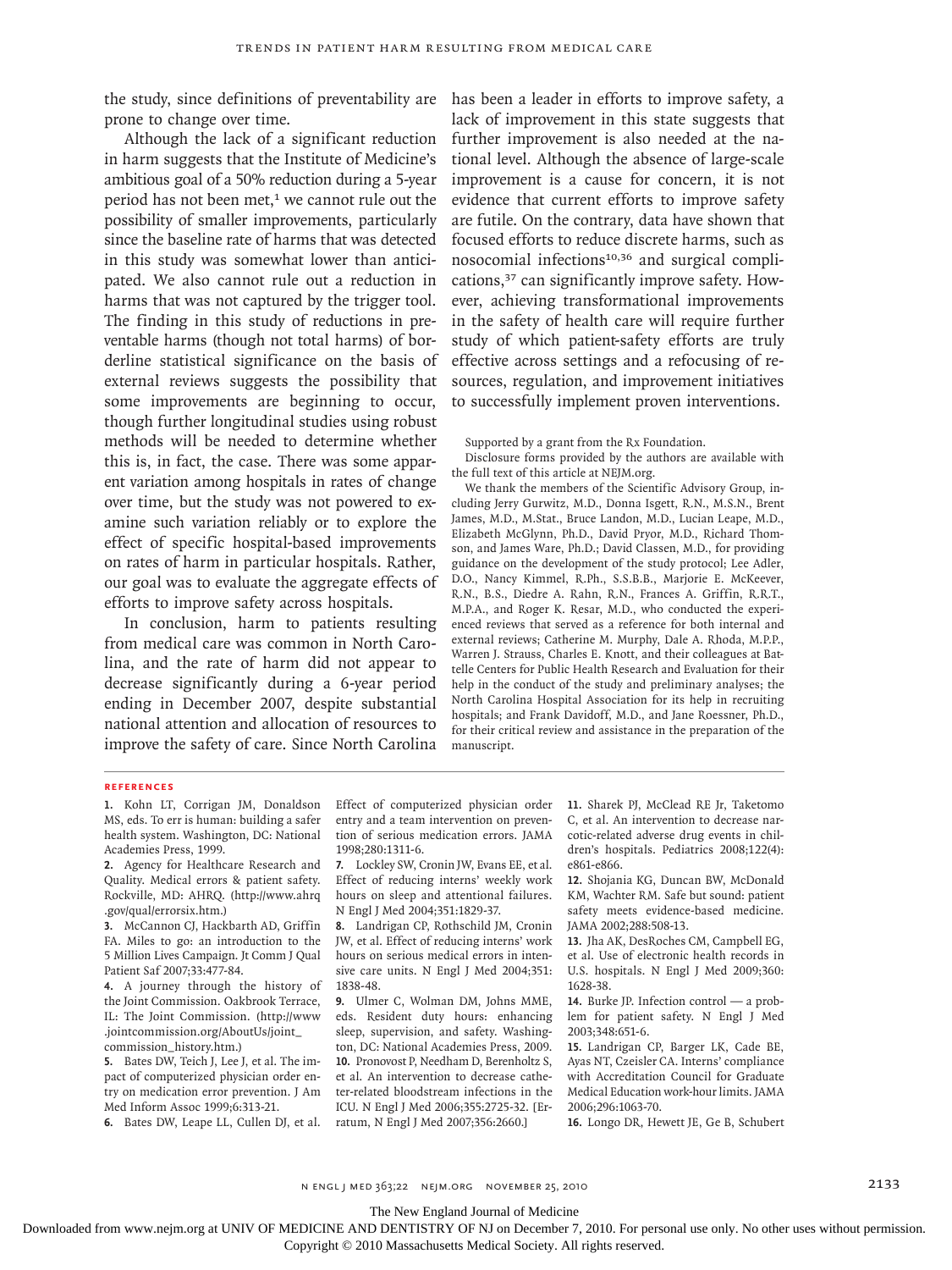the study, since definitions of preventability are prone to change over time.

Although the lack of a significant reduction in harm suggests that the Institute of Medicine's ambitious goal of a 50% reduction during a 5-year period has not been met,[1] we cannot rule out the possibility of smaller improvements, particularly since the baseline rate of harms that was detected in this study was somewhat lower than anticipated. We also cannot rule out a reduction in harms that was not captured by the trigger tool. The finding in this study of reductions in preventable harms (though not total harms) of borderline statistical significance on the basis of external reviews suggests the possibility that some improvements are beginning to occur, though further longitudinal studies using robust methods will be needed to determine whether this is, in fact, the case. There was some apparent variation among hospitals in rates of change over time, but the study was not powered to examine such variation reliably or to explore the effect of specific hospital-based improvements on rates of harm in particular hospitals. Rather, our goal was to evaluate the aggregate effects of efforts to improve safety across hospitals.

In conclusion, harm to patients resulting from medical care was common in North Carolina, and the rate of harm did not appear to decrease significantly during a 6-year period ending in December 2007, despite substantial national attention and allocation of resources to improve the safety of care. Since North Carolina has been a leader in efforts to improve safety, a lack of improvement in this state suggests that further improvement is also needed at the national level. Although the absence of large-scale improvement is a cause for concern, it is not evidence that current efforts to improve safety are futile. On the contrary, data have shown that focused efforts to reduce discrete harms, such as nosocomial infections[10,36] and surgical complications,[37] can significantly improve safety. However, achieving transformational improvements in the safety of health care will require further study of which patient-safety efforts are truly effective across settings and a refocusing of resources, regulation, and improvement initiatives to successfully implement proven interventions.

Supported by a grant from the Rx Foundation.

Disclosure forms provided by the authors are available with the full text of this article at NEJM.org.

We thank the members of the Scientific Advisory Group, including Jerry Gurwitz, M.D., Donna Isgett, R.N., M.S.N., Brent James, M.D., M.Stat., Bruce Landon, M.D., Lucian Leape, M.D., Elizabeth McGlynn, Ph.D., David Pryor, M.D., Richard Thomson, and James Ware, Ph.D.; David Classen, M.D., for providing guidance on the development of the study protocol; Lee Adler, D.O., Nancy Kimmel, R.Ph., S.S.B.B., Marjorie E. McKeever, R.N., B.S., Diedre A. Rahn, R.N., Frances A. Griffin, R.R.T., M.P.A., and Roger K. Resar, M.D., who conducted the experienced reviews that served as a reference for both internal and external reviews; Catherine M. Murphy, Dale A. Rhoda, M.P.P., Warren J. Strauss, Charles E. Knott, and their colleagues at Battelle Centers for Public Health Research and Evaluation for their help in the conduct of the study and preliminary analyses; the North Carolina Hospital Association for its help in recruiting hospitals; and Frank Davidoff, M.D., and Jane Roessner, Ph.D., for their critical review and assistance in the preparation of the manuscript.

## References

1. Kohn LT, Corrigan JM, Donaldson MS, eds. To err is human: building a safer health system. Washington, DC: National Academies Press, 1999.
2. Agency for Healthcare Research and Quality. Medical errors & patient safety. Rockville, MD: AHRQ. (http://www.ahrq.gov/qual/errorsix.htm.)
3. McCannon CJ, Hackbarth AD, Griffin FA. Miles to go: an introduction to the 5 Million Lives Campaign. Jt Comm J Qual Patient Saf 2007;33:477-84.
4. A journey through the history of the Joint Commission. Oakbrook Terrace, IL: The Joint Commission. (http://www.jointcommission.org/AboutUs/joint_commission_history.htm.)
5. Bates DW, Teich J, Lee J, et al. The impact of computerized physician order entry on medication error prevention. J Am Med Inform Assoc 1999;6:313-21.
6. Bates DW, Leape LL, Cullen DJ, et al. Effect of computerized physician order entry and a team intervention on prevention of serious medication errors. JAMA 1998;280:1311-6.
7. Lockley SW, Cronin JW, Evans EE, et al. Effect of reducing interns' weekly work hours on sleep and attentional failures. N Engl J Med 2004;351:1829-37.
8. Landrigan CP, Rothschild JM, Cronin JW, et al. Effect of reducing interns' work hours on serious medical errors in intensive care units. N Engl J Med 2004;351:1838-48.
9. Ulmer C, Wolman DM, Johns MME, eds. Resident duty hours: enhancing sleep, supervision, and safety. Washington, DC: National Academies Press, 2009.
10. Pronovost P, Needham D, Berenholtz S, et al. An intervention to decrease catheter-related bloodstream infections in the ICU. N Engl J Med 2006;355:2725-32. [Erratum, N Engl J Med 2007;356:2660.]
11. Sharek PJ, McClead RE Jr, Taketomo C, et al. An intervention to decrease narcotic-related adverse drug events in children's hospitals. Pediatrics 2008;122(4):e861-e866.
12. Shojania KG, Duncan BW, McDonald KM, Wachter RM. Safe but sound: patient safety meets evidence-based medicine. JAMA 2002;288:508-13.
13. Jha AK, DesRoches CM, Campbell EG, et al. Use of electronic health records in U.S. hospitals. N Engl J Med 2009;360:1628-38.
14. Burke JP. Infection control — a problem for patient safety. N Engl J Med 2003;348:651-6.
15. Landrigan CP, Barger LK, Cade BE, Ayas NT, Czeisler CA. Interns' compliance with Accreditation Council for Graduate Medical Education work-hour limits. JAMA 2006;296:1063-70.
16. Longo DR, Hewett JE, Ge B, Schubert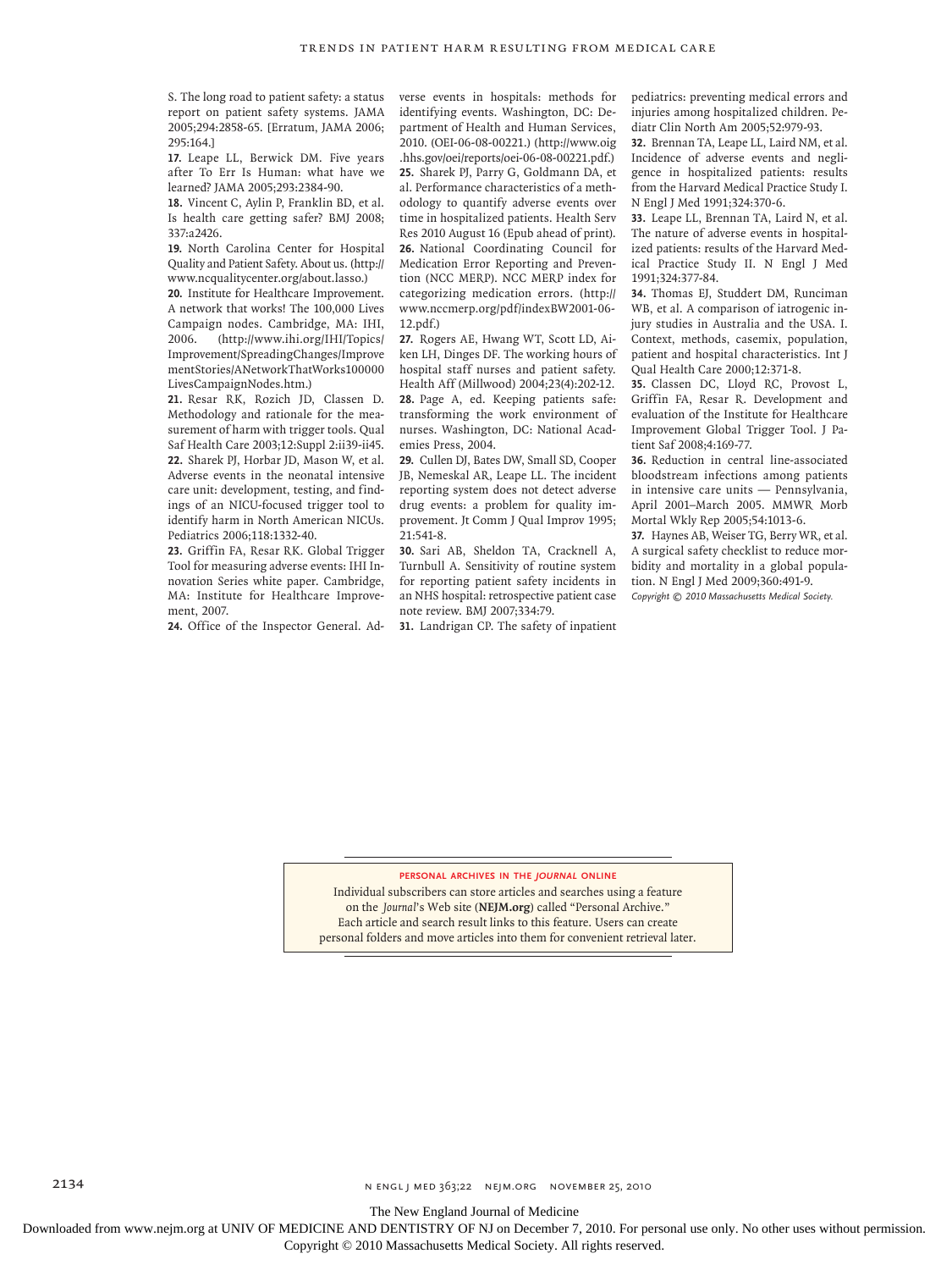S. The long road to patient safety: a status report on patient safety systems. JAMA 2005;294:2858-65. [Erratum, JAMA 2006; 295:164.]

**17.** Leape LL, Berwick DM. Five years after To Err Is Human: what have we learned? JAMA 2005;293:2384-90.

**18.** Vincent C, Aylin P, Franklin BD, et al. Is health care getting safer? BMJ 2008; 337:a2426.

**19.** North Carolina Center for Hospital Quality and Patient Safety. About us. (http://www.ncqualitycenter.org/about.lasso.)

**20.** Institute for Healthcare Improvement. A network that works! The 100,000 Lives Campaign nodes. Cambridge, MA: IHI, 2006. (http://www.ihi.org/IHI/Topics/Improvement/SpreadingChanges/ImprovementStories/ANetworkThatWorks100000LivesCampaignNodes.htm.)

**21.** Resar RK, Rozich JD, Classen D. Methodology and rationale for the measurement of harm with trigger tools. Qual Saf Health Care 2003;12:Suppl 2:ii39-ii45.

**22.** Sharek PJ, Horbar JD, Mason W, et al. Adverse events in the neonatal intensive care unit: development, testing, and findings of an NICU-focused trigger tool to identify harm in North American NICUs. Pediatrics 2006;118:1332-40.

**23.** Griffin FA, Resar RK. Global Trigger Tool for measuring adverse events: IHI Innovation Series white paper. Cambridge, MA: Institute for Healthcare Improvement, 2007.

**24.** Office of the Inspector General. Adverse events in hospitals: methods for identifying events. Washington, DC: Department of Health and Human Services, 2010. (OEI-06-08-00221.) (http://www.oig.hhs.gov/oei/reports/oei-06-08-00221.pdf.)

**25.** Sharek PJ, Parry G, Goldmann DA, et al. Performance characteristics of a methodology to quantify adverse events over time in hospitalized patients. Health Serv Res 2010 August 16 (Epub ahead of print).

**26.** National Coordinating Council for Medication Error Reporting and Prevention (NCC MERP). NCC MERP index for categorizing medication errors. (http://www.nccmerp.org/pdf/indexBW2001-06-12.pdf.)

**27.** Rogers AE, Hwang WT, Scott LD, Aiken LH, Dinges DF. The working hours of hospital staff nurses and patient safety. Health Aff (Millwood) 2004;23(4):202-12.

**28.** Page A, ed. Keeping patients safe: transforming the work environment of nurses. Washington, DC: National Academies Press, 2004.

**29.** Cullen DJ, Bates DW, Small SD, Cooper JB, Nemeskal AR, Leape LL. The incident reporting system does not detect adverse drug events: a problem for quality improvement. Jt Comm J Qual Improv 1995; 21:541-8.

**30.** Sari AB, Sheldon TA, Cracknell A, Turnbull A. Sensitivity of routine system for reporting patient safety incidents in an NHS hospital: retrospective patient case note review. BMJ 2007;334:79.

**31.** Landrigan CP. The safety of inpatient pediatrics: preventing medical errors and injuries among hospitalized children. Pediatr Clin North Am 2005;52:979-93.

**32.** Brennan TA, Leape LL, Laird NM, et al. Incidence of adverse events and negligence in hospitalized patients: results from the Harvard Medical Practice Study I. N Engl J Med 1991;324:370-6.

**33.** Leape LL, Brennan TA, Laird N, et al. The nature of adverse events in hospitalized patients: results of the Harvard Medical Practice Study II. N Engl J Med 1991;324:377-84.

**34.** Thomas EJ, Studdert DM, Runciman WB, et al. A comparison of iatrogenic injury studies in Australia and the USA. I. Context, methods, casemix, population, patient and hospital characteristics. Int J Qual Health Care 2000;12:371-8.

**35.** Classen DC, Lloyd RC, Provost L, Griffin FA, Resar R. Development and evaluation of the Institute for Healthcare Improvement Global Trigger Tool. J Patient Saf 2008;4:169-77.

**36.** Reduction in central line-associated bloodstream infections among patients in intensive care units — Pennsylvania, April 2001–March 2005. MMWR Morb Mortal Wkly Rep 2005;54:1013-6.

**37.** Haynes AB, Weiser TG, Berry WR, et al. A surgical safety checklist to reduce morbidity and mortality in a global population. N Engl J Med 2009;360:491-9.

*Copyright © 2010 Massachusetts Medical Society.*

**PERSONAL ARCHIVES IN THE *JOURNAL* ONLINE**

Individual subscribers can store articles and searches using a feature on the *Journal*'s Web site (**NEJM.org**) called "Personal Archive." Each article and search result links to this feature. Users can create personal folders and move articles into them for convenient retrieval later.